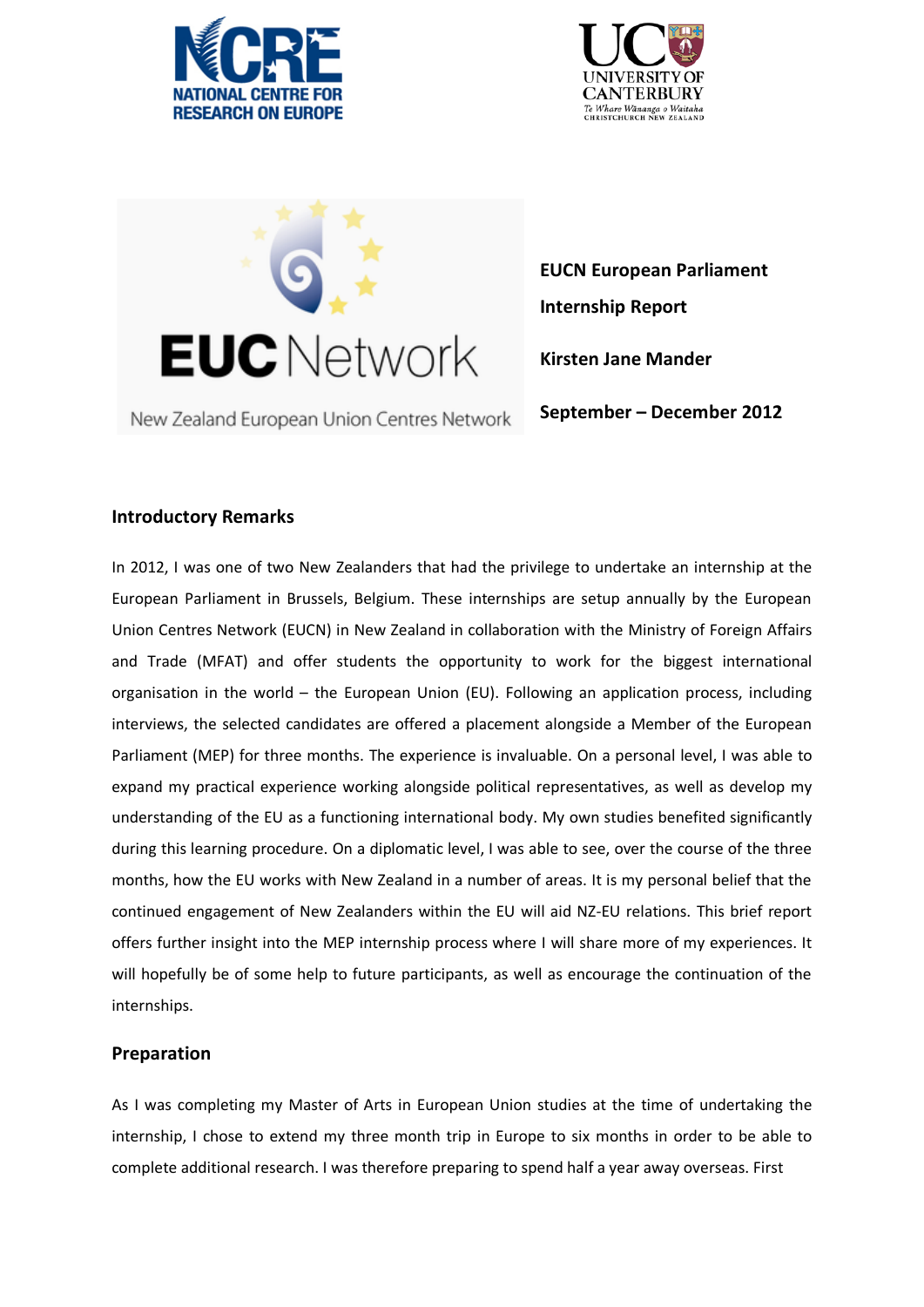**EUCN European Parliament Internship Report**

**Kirsten Jane Mander**

**September – December 2012**

## Introductory Remarks

In 2012, I was one of two New Zealanders that had the privilege to undertake an internship at the European Parliament in Brussels, Belgium. These internships are setup annually by the European Union Centres Network (EUCN) in New Zealand in collaboration with the Ministry of Foreign Affairs and Trade (MFAT) and offer students the opportunity to work for the biggest international organisation in the world – the European Union (EU). Following an application process, including interviews, the selected candidates are offered a placement alongside a Member of the European Parliament (MEP) for three months. The experience is invaluable. On a personal level, I was able to expand my practical experience working alongside political representatives, as well as develop my understanding of the EU as a functioning international body. My own studies benefited significantly during this learning procedure. On a diplomatic level, I was able to see, over the course of the three months, how the EU works with New Zealand in a number of areas. It is my personal belief that the continued engagement of New Zealanders within the EU will aid NZ-EU relations. This brief report offers further insight into the MEP internship process where I will share more of my experiences. It will hopefully be of some help to future participants, as well as encourage the continuation of the internships.

## Preparation

As I was completing my Master of Arts in European Union studies at the time of undertaking the internship, I chose to extend my three month trip in Europe to six months in order to be able to complete additional research. I was therefore preparing to spend half a year away overseas. First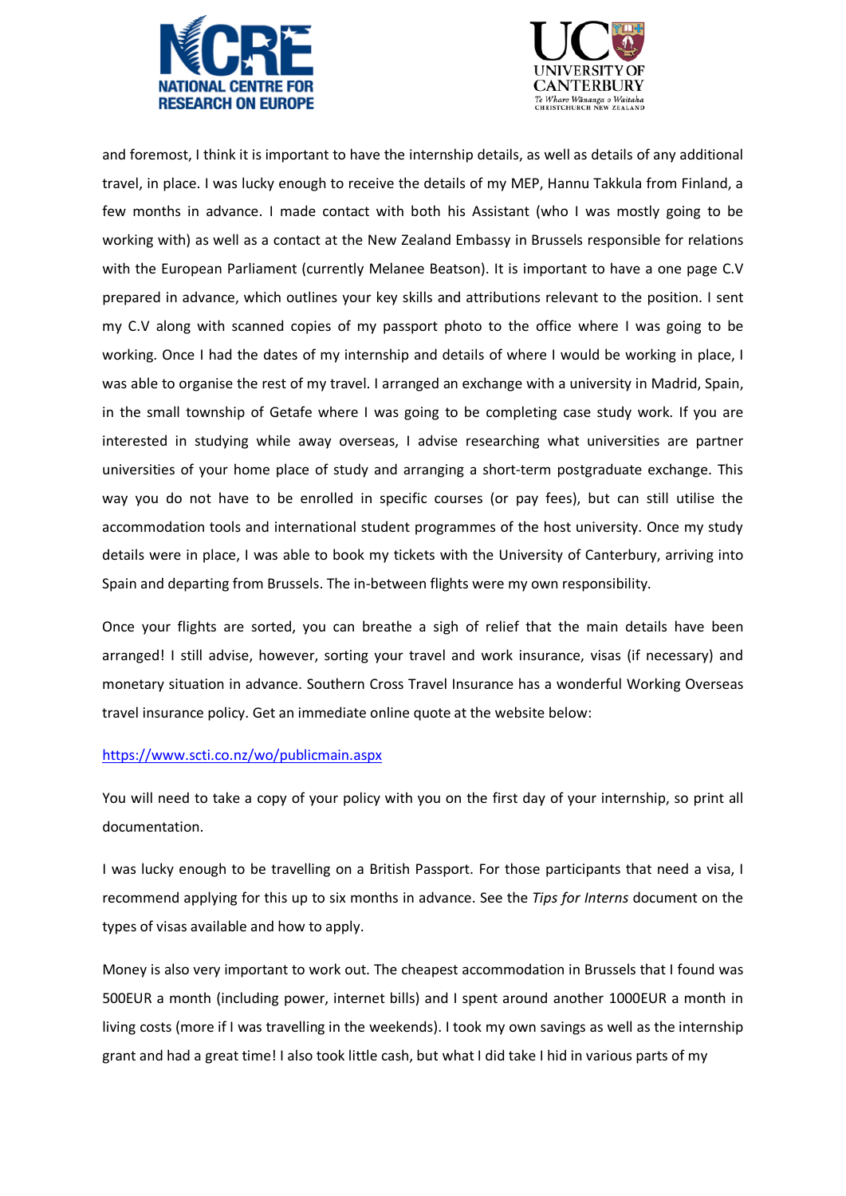and foremost, I think it is important to have the internship details, as well as details of any additional travel, in place. I was lucky enough to receive the details of my MEP, Hannu Takkula from Finland, a few months in advance. I made contact with both his Assistant (who I was mostly going to be working with) as well as a contact at the New Zealand Embassy in Brussels responsible for relations with the European Parliament (currently Melanee Beatson). It is important to have a one page C.V prepared in advance, which outlines your key skills and attributions relevant to the position. I sent my C.V along with scanned copies of my passport photo to the office where I was going to be working. Once I had the dates of my internship and details of where I would be working in place, I was able to organise the rest of my travel. I arranged an exchange with a university in Madrid, Spain, in the small township of Getafe where I was going to be completing case study work. If you are interested in studying while away overseas, I advise researching what universities are partner universities of your home place of study and arranging a short-term postgraduate exchange. This way you do not have to be enrolled in specific courses (or pay fees), but can still utilise the accommodation tools and international student programmes of the host university. Once my study details were in place, I was able to book my tickets with the University of Canterbury, arriving into Spain and departing from Brussels. The in-between flights were my own responsibility.

Once your flights are sorted, you can breathe a sigh of relief that the main details have been arranged! I still advise, however, sorting your travel and work insurance, visas (if necessary) and monetary situation in advance. Southern Cross Travel Insurance has a wonderful Working Overseas travel insurance policy. Get an immediate online quote at the website below:

https://www.scti.co.nz/wo/publicmain.aspx

You will need to take a copy of your policy with you on the first day of your internship, so print all documentation.

I was lucky enough to be travelling on a British Passport. For those participants that need a visa, I recommend applying for this up to six months in advance. See the *Tips for Interns* document on the types of visas available and how to apply.

Money is also very important to work out. The cheapest accommodation in Brussels that I found was 500EUR a month (including power, internet bills) and I spent around another 1000EUR a month in living costs (more if I was travelling in the weekends). I took my own savings as well as the internship grant and had a great time! I also took little cash, but what I did take I hid in various parts of my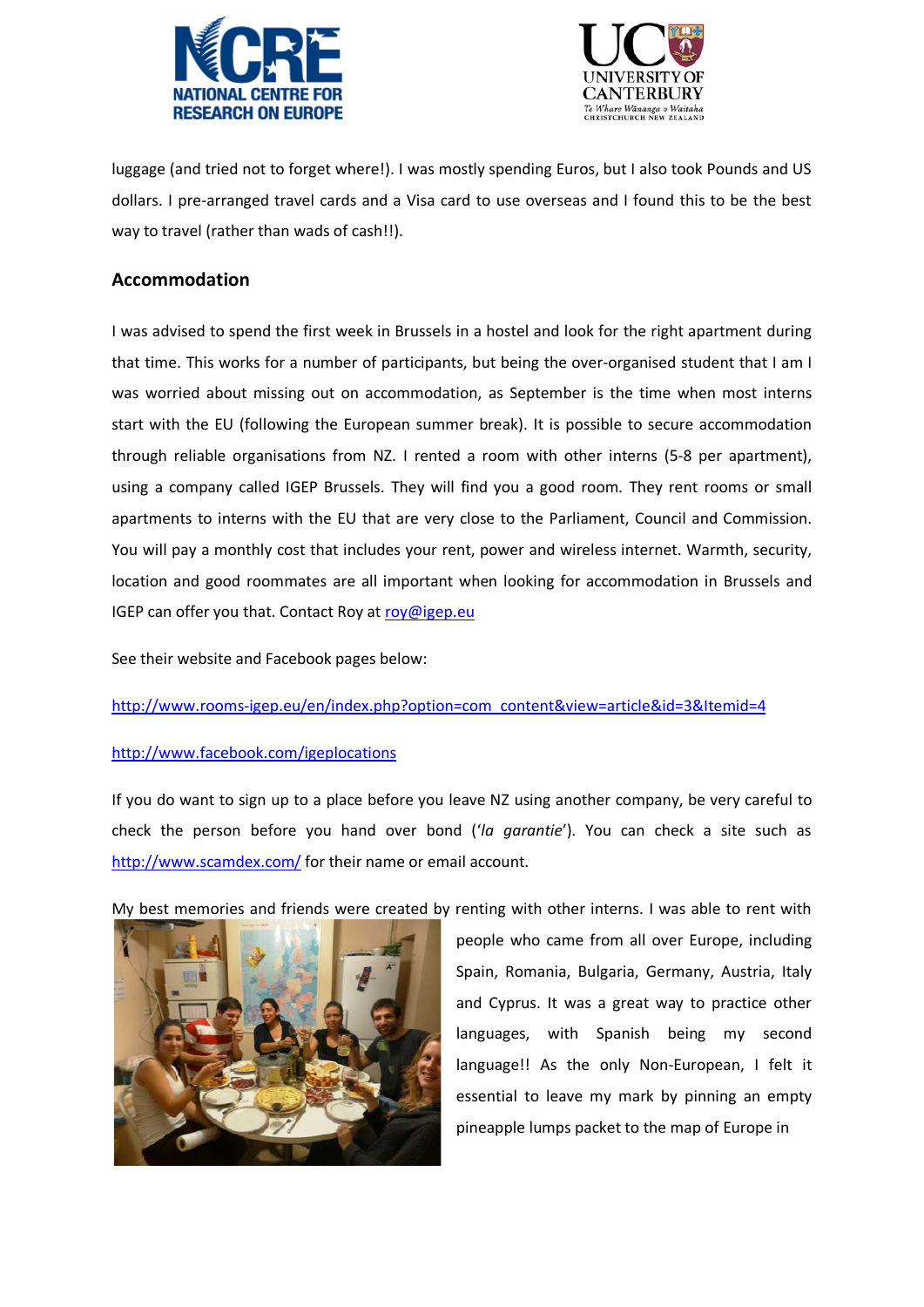luggage (and tried not to forget where!). I was mostly spending Euros, but I also took Pounds and US dollars. I pre-arranged travel cards and a Visa card to use overseas and I found this to be the best way to travel (rather than wads of cash!!).

## Accommodation

I was advised to spend the first week in Brussels in a hostel and look for the right apartment during that time. This works for a number of participants, but being the over-organised student that I am I was worried about missing out on accommodation, as September is the time when most interns start with the EU (following the European summer break). It is possible to secure accommodation through reliable organisations from NZ. I rented a room with other interns (5-8 per apartment), using a company called IGEP Brussels. They will find you a good room. They rent rooms or small apartments to interns with the EU that are very close to the Parliament, Council and Commission. You will pay a monthly cost that includes your rent, power and wireless internet. Warmth, security, location and good roommates are all important when looking for accommodation in Brussels and IGEP can offer you that. Contact Roy at roy@igep.eu

See their website and Facebook pages below:

http://www.rooms-igep.eu/en/index.php?option=com_content&view=article&id=3&Itemid=4

http://www.facebook.com/igeplocations

If you do want to sign up to a place before you leave NZ using another company, be very careful to check the person before you hand over bond ('*la garantie*'). You can check a site such as http://www.scamdex.com/ for their name or email account.

My best memories and friends were created by renting with other interns. I was able to rent with people who came from all over Europe, including Spain, Romania, Bulgaria, Germany, Austria, Italy and Cyprus. It was a great way to practice other languages, with Spanish being my second language!! As the only Non-European, I felt it essential to leave my mark by pinning an empty pineapple lumps packet to the map of Europe in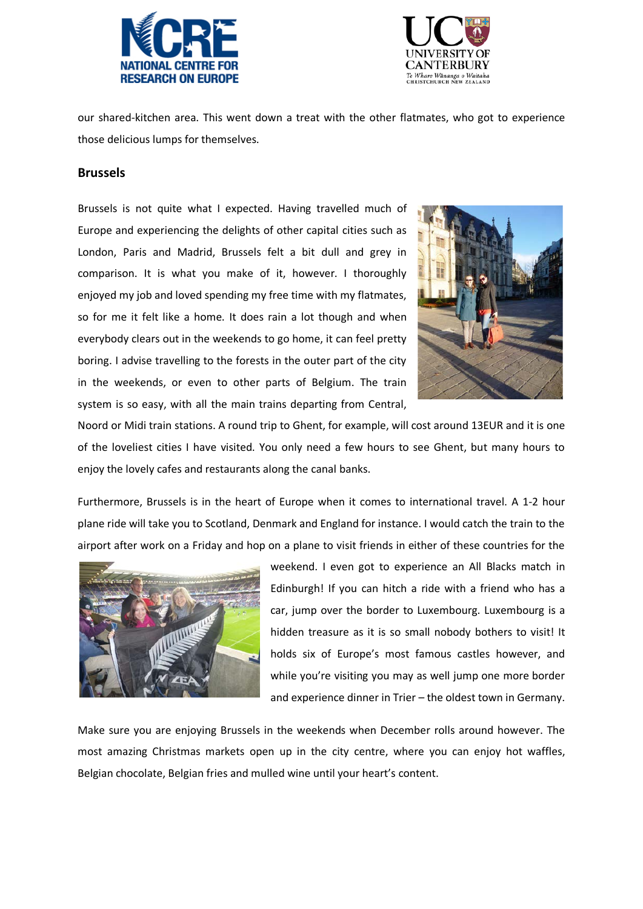our shared-kitchen area. This went down a treat with the other flatmates, who got to experience those delicious lumps for themselves.

## Brussels

Brussels is not quite what I expected. Having travelled much of Europe and experiencing the delights of other capital cities such as London, Paris and Madrid, Brussels felt a bit dull and grey in comparison. It is what you make of it, however. I thoroughly enjoyed my job and loved spending my free time with my flatmates, so for me it felt like a home. It does rain a lot though and when everybody clears out in the weekends to go home, it can feel pretty boring. I advise travelling to the forests in the outer part of the city in the weekends, or even to other parts of Belgium. The train system is so easy, with all the main trains departing from Central, Noord or Midi train stations. A round trip to Ghent, for example, will cost around 13EUR and it is one of the loveliest cities I have visited. You only need a few hours to see Ghent, but many hours to enjoy the lovely cafes and restaurants along the canal banks.

Furthermore, Brussels is in the heart of Europe when it comes to international travel. A 1-2 hour plane ride will take you to Scotland, Denmark and England for instance. I would catch the train to the airport after work on a Friday and hop on a plane to visit friends in either of these countries for the weekend. I even got to experience an All Blacks match in Edinburgh! If you can hitch a ride with a friend who has a car, jump over the border to Luxembourg. Luxembourg is a hidden treasure as it is so small nobody bothers to visit! It holds six of Europe's most famous castles however, and while you're visiting you may as well jump one more border and experience dinner in Trier – the oldest town in Germany.

Make sure you are enjoying Brussels in the weekends when December rolls around however. The most amazing Christmas markets open up in the city centre, where you can enjoy hot waffles, Belgian chocolate, Belgian fries and mulled wine until your heart's content.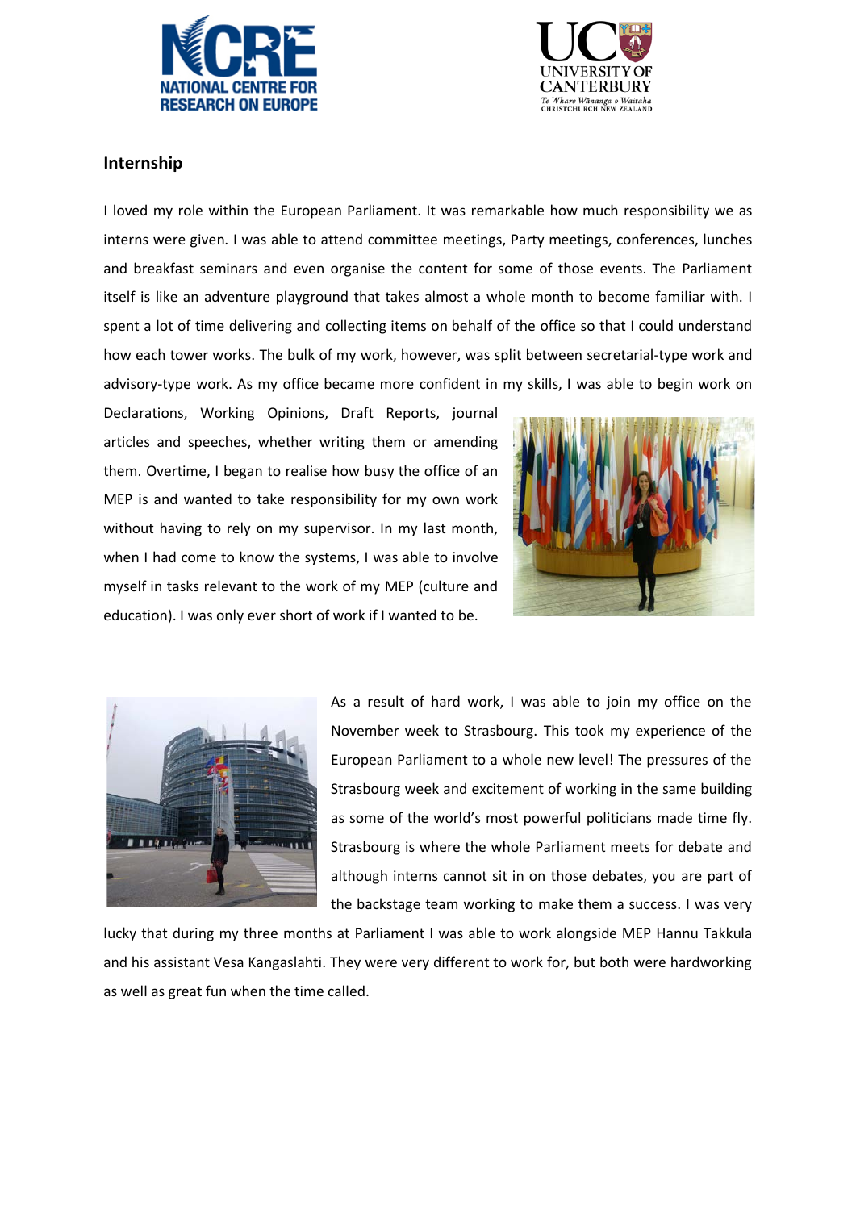## Internship

I loved my role within the European Parliament. It was remarkable how much responsibility we as interns were given. I was able to attend committee meetings, Party meetings, conferences, lunches and breakfast seminars and even organise the content for some of those events. The Parliament itself is like an adventure playground that takes almost a whole month to become familiar with. I spent a lot of time delivering and collecting items on behalf of the office so that I could understand how each tower works. The bulk of my work, however, was split between secretarial-type work and advisory-type work. As my office became more confident in my skills, I was able to begin work on Declarations, Working Opinions, Draft Reports, journal articles and speeches, whether writing them or amending them. Overtime, I began to realise how busy the office of an MEP is and wanted to take responsibility for my own work without having to rely on my supervisor. In my last month, when I had come to know the systems, I was able to involve myself in tasks relevant to the work of my MEP (culture and education). I was only ever short of work if I wanted to be.

As a result of hard work, I was able to join my office on the November week to Strasbourg. This took my experience of the European Parliament to a whole new level! The pressures of the Strasbourg week and excitement of working in the same building as some of the world's most powerful politicians made time fly. Strasbourg is where the whole Parliament meets for debate and although interns cannot sit in on those debates, you are part of the backstage team working to make them a success. I was very lucky that during my three months at Parliament I was able to work alongside MEP Hannu Takkula and his assistant Vesa Kangaslahti. They were very different to work for, but both were hardworking as well as great fun when the time called.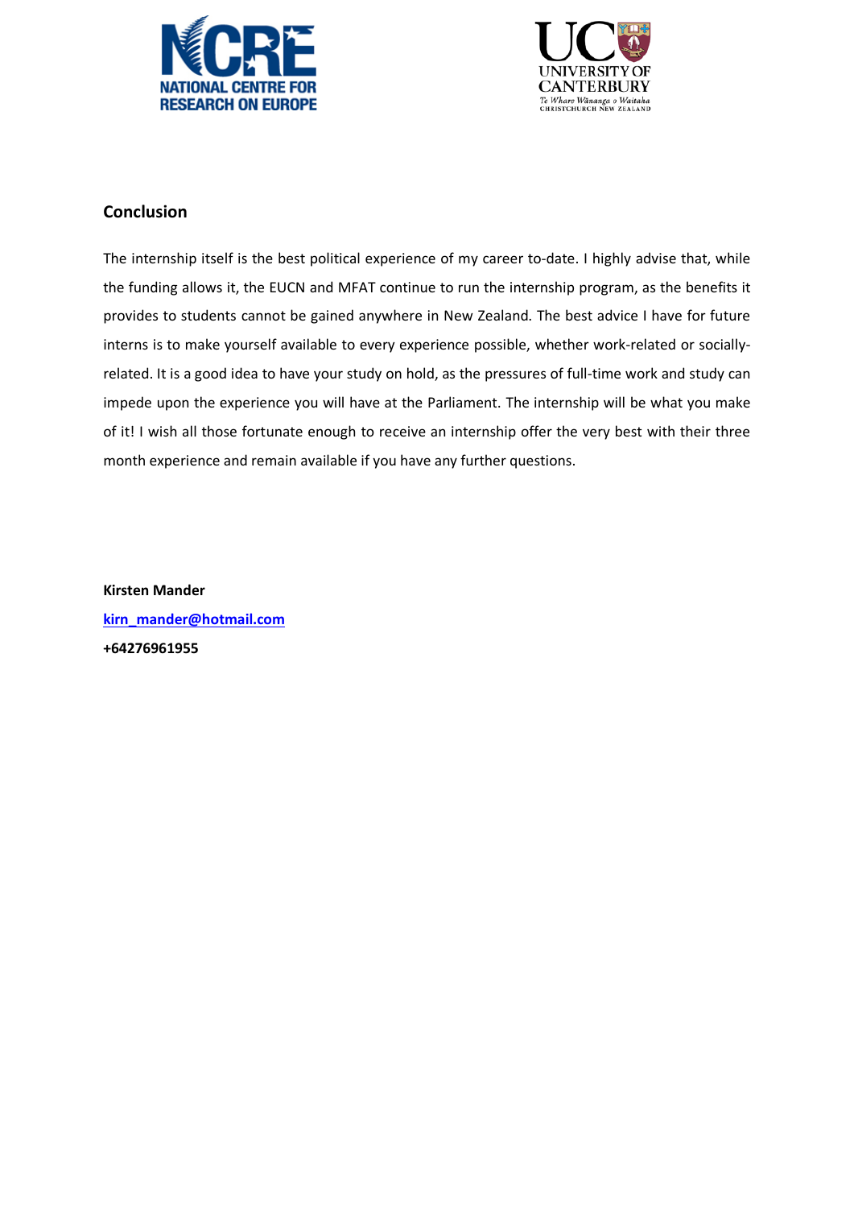## Conclusion

The internship itself is the best political experience of my career to-date. I highly advise that, while the funding allows it, the EUCN and MFAT continue to run the internship program, as the benefits it provides to students cannot be gained anywhere in New Zealand. The best advice I have for future interns is to make yourself available to every experience possible, whether work-related or socially-related. It is a good idea to have your study on hold, as the pressures of full-time work and study can impede upon the experience you will have at the Parliament. The internship will be what you make of it! I wish all those fortunate enough to receive an internship offer the very best with their three month experience and remain available if you have any further questions.

**Kirsten Mander**

**kirn_mander@hotmail.com**

**+64276961955**